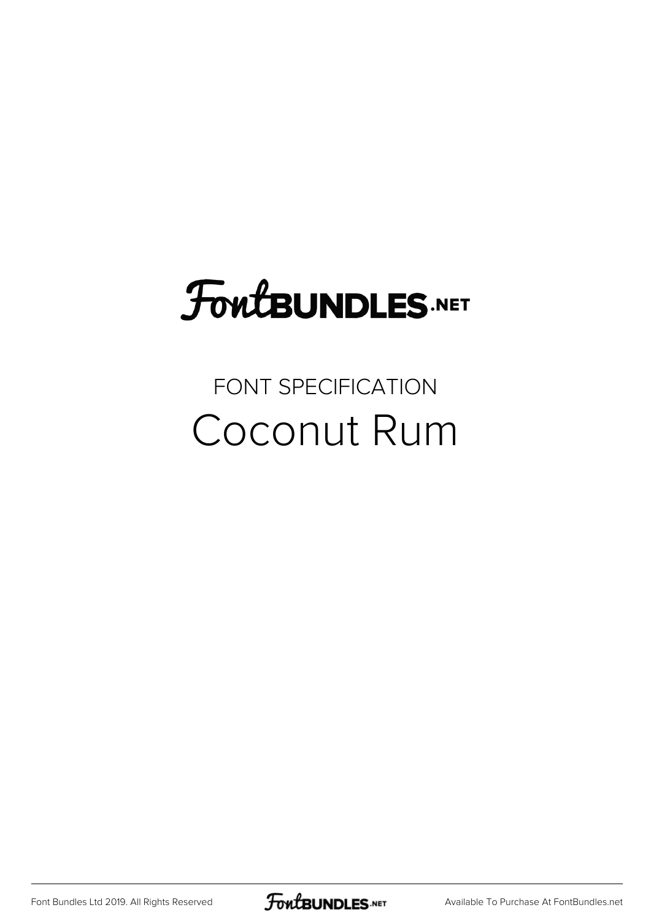FontBUNDLES.NET

FONT SPECIFICATION

# Coconut Rum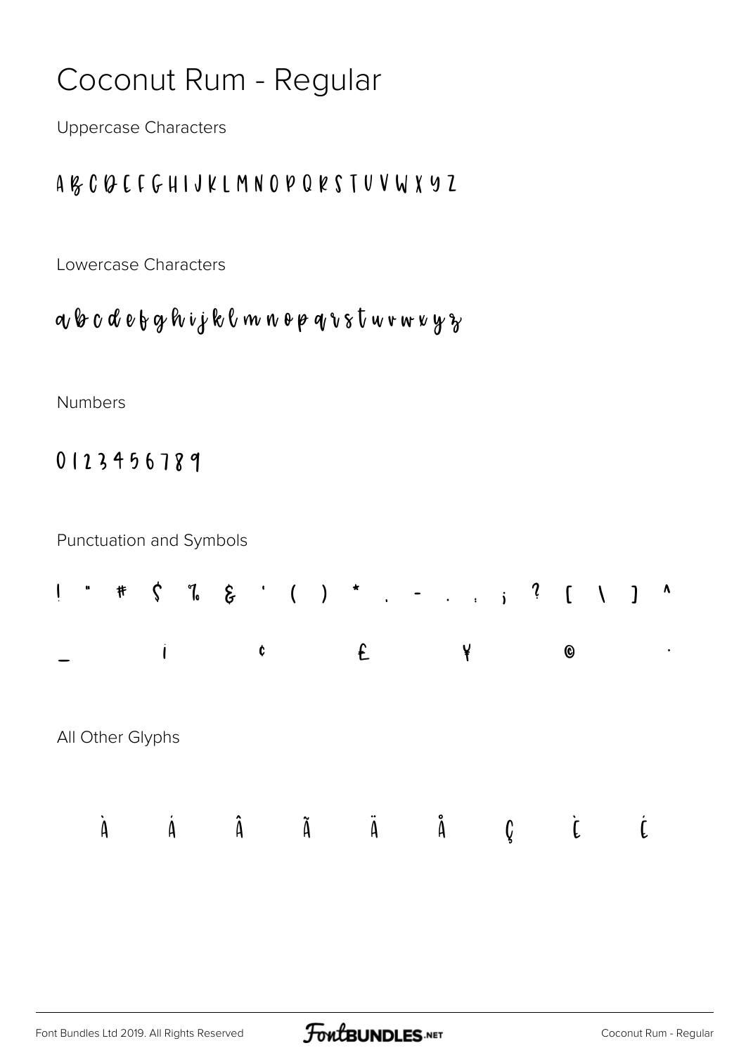# Coconut Rum - Regular

Uppercase Characters

A B C D E F G H I J K L M N O P Q R S T U V W X Y Z

Lowercase Characters

a b c d e f g h i j k l m n o p q r s t u v w x y z

Numbers

0 1 2 3 4 5 6 7 8 9

Punctuation and Symbols

! " # $ % & ' ( ) * , - . : ; ? [ \ ] ^

_ ¡ ¢ £ ¥ © ·

All Other Glyphs

À Á Â Ã Ä Å Ç È É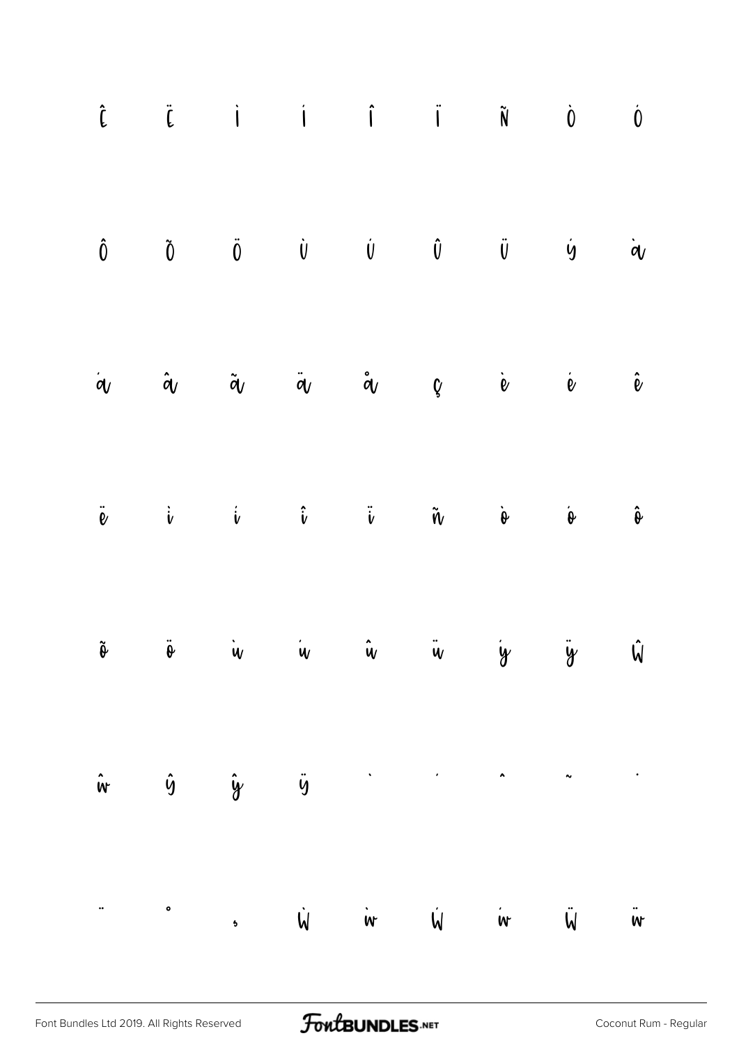Ê Ë Ì Í Î Ï Ñ Ò Ó

Ô Õ Ö Ù Ú Û Ü Ý à

á â ã ä å ç è é ê

ë ì í î ï ñ ò ó ô

õ ö ù ú û ü ý ÿ Ŵ

ŵ Ŷ ŷ Ÿ ˋ ˊ ˆ ˜ ˙

¨ ˚ ¸ Ẁ ẁ Ẃ ẃ Ẅ ẅ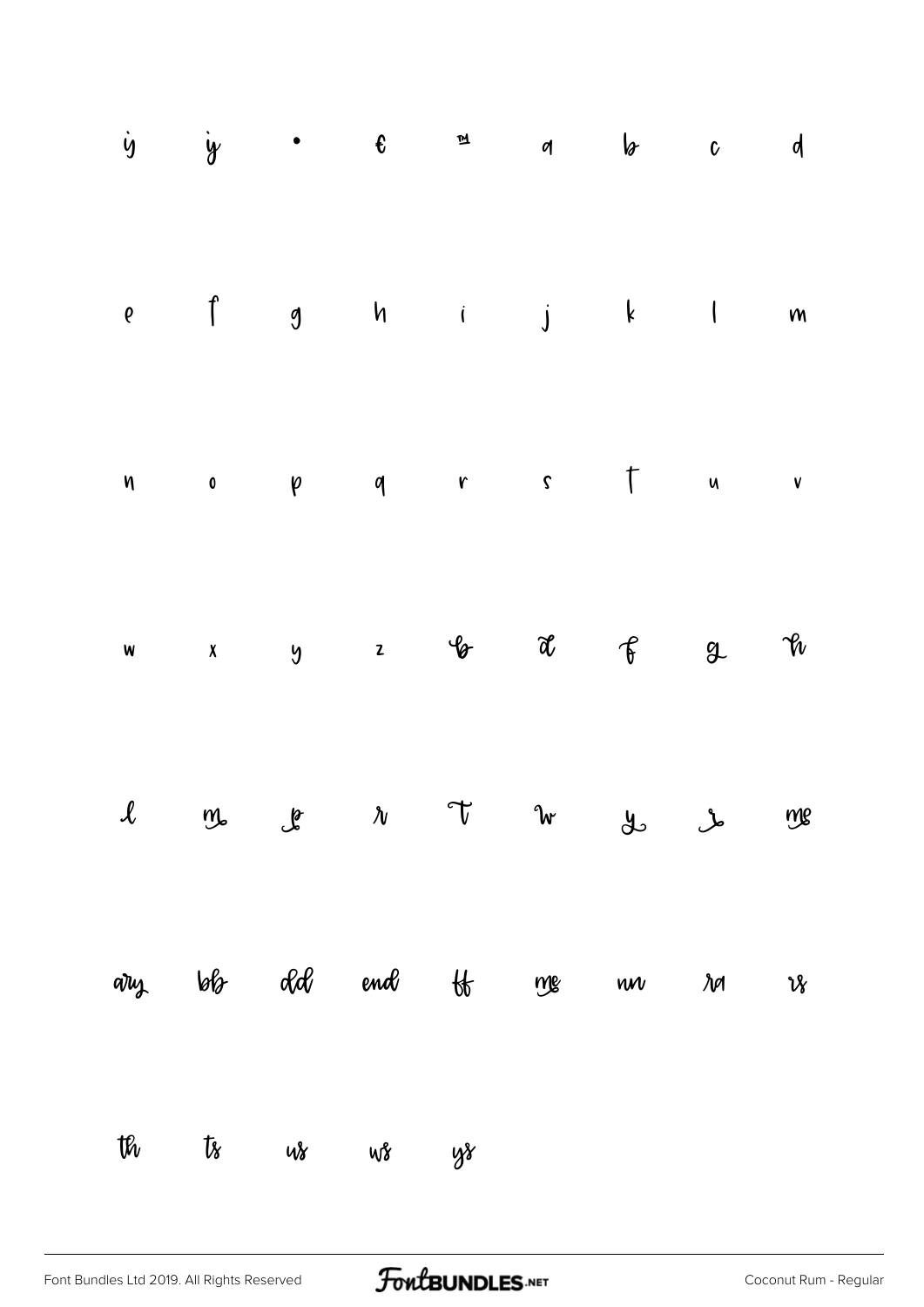ỳ ỷ • € ™ a b c d

e f g h i j k l m

n o p q r s t u v

w x y z b d f g h

l m p r T w y s me

ary bb dd end ff me nn ra rs

th ts us ws ys